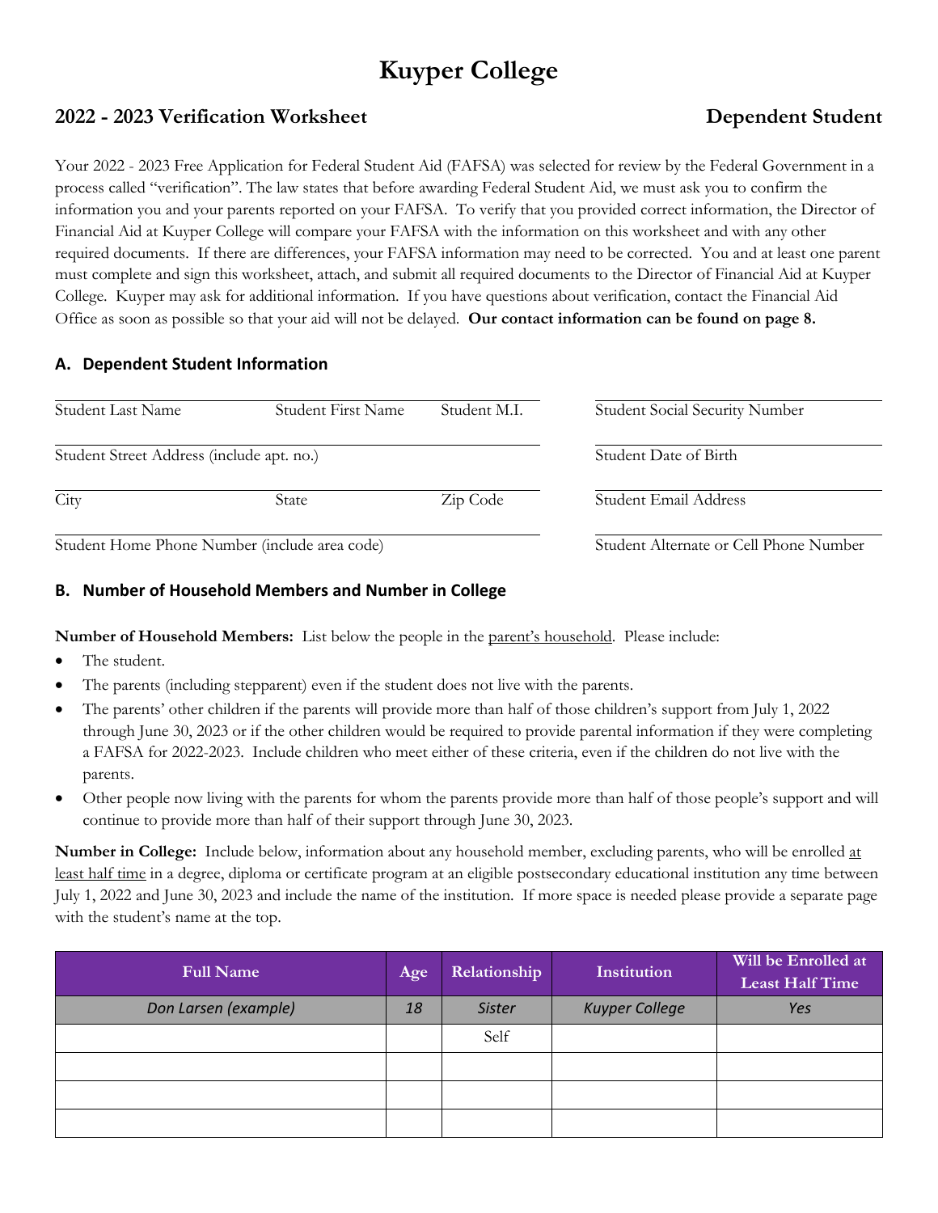# Kuyper College

## 2022 - 2023 Verification Worksheet — Dependent Student

Your 2022 - 2023 Free Application for Federal Student Aid (FAFSA) was selected for review by the Federal Government in a process called "verification". The law states that before awarding Federal Student Aid, we must ask you to confirm the information you and your parents reported on your FAFSA. To verify that you provided correct information, the Director of Financial Aid at Kuyper College will compare your FAFSA with the information on this worksheet and with any other required documents. If there are differences, your FAFSA information may need to be corrected. You and at least one parent must complete and sign this worksheet, attach, and submit all required documents to the Director of Financial Aid at Kuyper College. Kuyper may ask for additional information. If you have questions about verification, contact the Financial Aid Office as soon as possible so that your aid will not be delayed. **Our contact information can be found on page 8.**

### A. Dependent Student Information

Student Last Name ______ Student First Name ______ Student M.I. ______

Student Social Security Number ______

Student Street Address (include apt. no.) ______

Student Date of Birth ______

City ______ State ______ Zip Code ______

Student Email Address ______

Student Home Phone Number (include area code) ______

Student Alternate or Cell Phone Number ______

### B. Number of Household Members and Number in College

**Number of Household Members:** List below the people in the parent's household. Please include:

- The student.
- The parents (including stepparent) even if the student does not live with the parents.
- The parents' other children if the parents will provide more than half of those children's support from July 1, 2022 through June 30, 2023 or if the other children would be required to provide parental information if they were completing a FAFSA for 2022-2023. Include children who meet either of these criteria, even if the children do not live with the parents.
- Other people now living with the parents for whom the parents provide more than half of those people's support and will continue to provide more than half of their support through June 30, 2023.

**Number in College:** Include below, information about any household member, excluding parents, who will be enrolled at least half time in a degree, diploma or certificate program at an eligible postsecondary educational institution any time between July 1, 2022 and June 30, 2023 and include the name of the institution. If more space is needed please provide a separate page with the student's name at the top.

| Full Name | Age | Relationship | Institution | Will be Enrolled at Least Half Time |
|---|---|---|---|---|
| *Don Larsen (example)* | *18* | *Sister* | *Kuyper College* | *Yes* |
| | | Self | | |
| | | | | |
| | | | | |
| | | | | |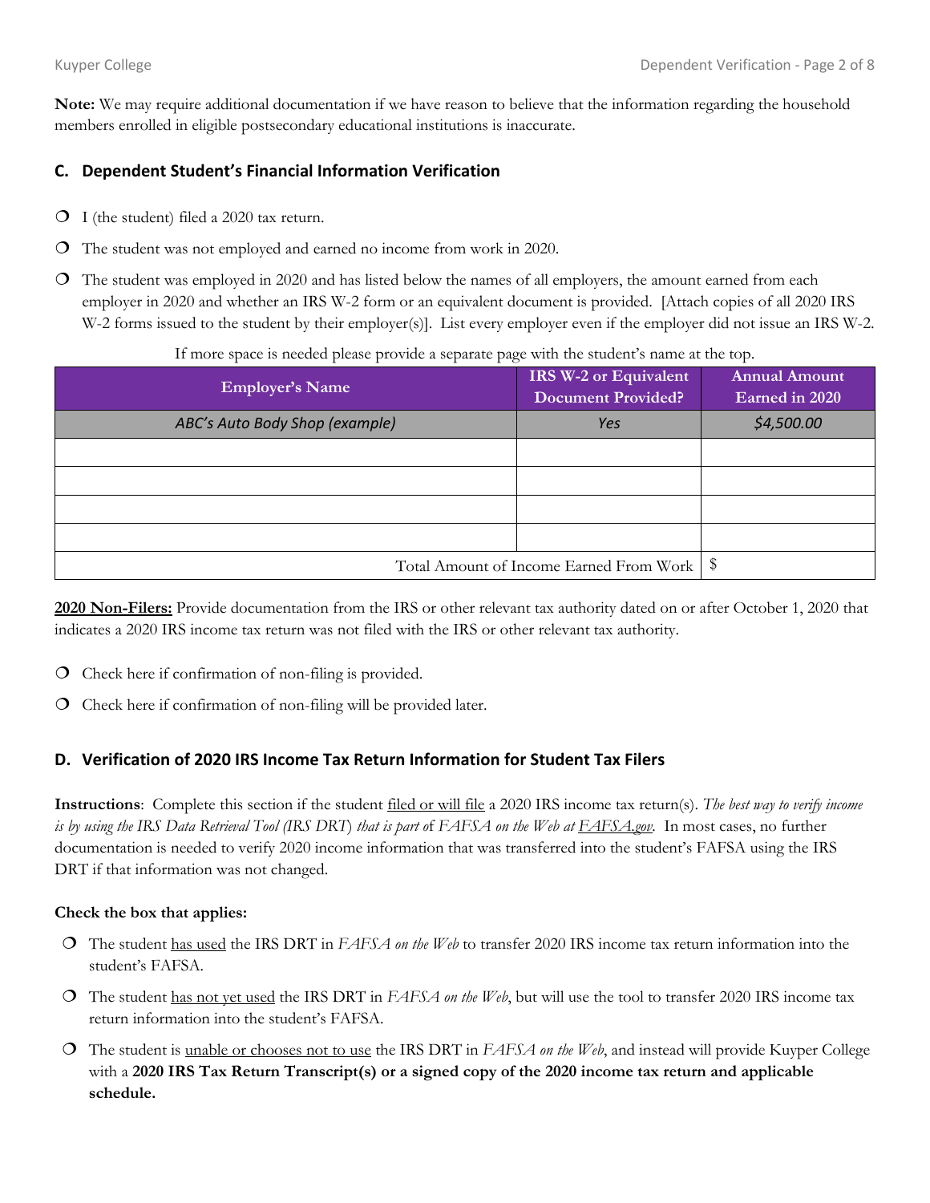**Note:** We may require additional documentation if we have reason to believe that the information regarding the household members enrolled in eligible postsecondary educational institutions is inaccurate.

## C. Dependent Student's Financial Information Verification

- ❍ I (the student) filed a 2020 tax return.
- ❍ The student was not employed and earned no income from work in 2020.
- ❍ The student was employed in 2020 and has listed below the names of all employers, the amount earned from each employer in 2020 and whether an IRS W-2 form or an equivalent document is provided. [Attach copies of all 2020 IRS W-2 forms issued to the student by their employer(s)]. List every employer even if the employer did not issue an IRS W-2.

If more space is needed please provide a separate page with the student's name at the top.

| Employer's Name | IRS W-2 or Equivalent Document Provided? | Annual Amount Earned in 2020 |
|---|---|---|
| *ABC's Auto Body Shop (example)* | *Yes* | *$4,500.00* |
| | | |
| | | |
| | | |
| | | |
| Total Amount of Income Earned From Work | | $ |

**2020 Non-Filers:** Provide documentation from the IRS or other relevant tax authority dated on or after October 1, 2020 that indicates a 2020 IRS income tax return was not filed with the IRS or other relevant tax authority.

- ❍ Check here if confirmation of non-filing is provided.
- ❍ Check here if confirmation of non-filing will be provided later.

## D. Verification of 2020 IRS Income Tax Return Information for Student Tax Filers

**Instructions**: Complete this section if the student filed or will file a 2020 IRS income tax return(s). *The best way to verify income is by using the IRS Data Retrieval Tool (IRS DRT) that is part of FAFSA on the Web at FAFSA.gov.* In most cases, no further documentation is needed to verify 2020 income information that was transferred into the student's FAFSA using the IRS DRT if that information was not changed.

**Check the box that applies:**

- ❍ The student has used the IRS DRT in *FAFSA on the Web* to transfer 2020 IRS income tax return information into the student's FAFSA.
- ❍ The student has not yet used the IRS DRT in *FAFSA on the Web*, but will use the tool to transfer 2020 IRS income tax return information into the student's FAFSA.
- ❍ The student is unable or chooses not to use the IRS DRT in *FAFSA on the Web*, and instead will provide Kuyper College with a **2020 IRS Tax Return Transcript(s) or a signed copy of the 2020 income tax return and applicable schedule.**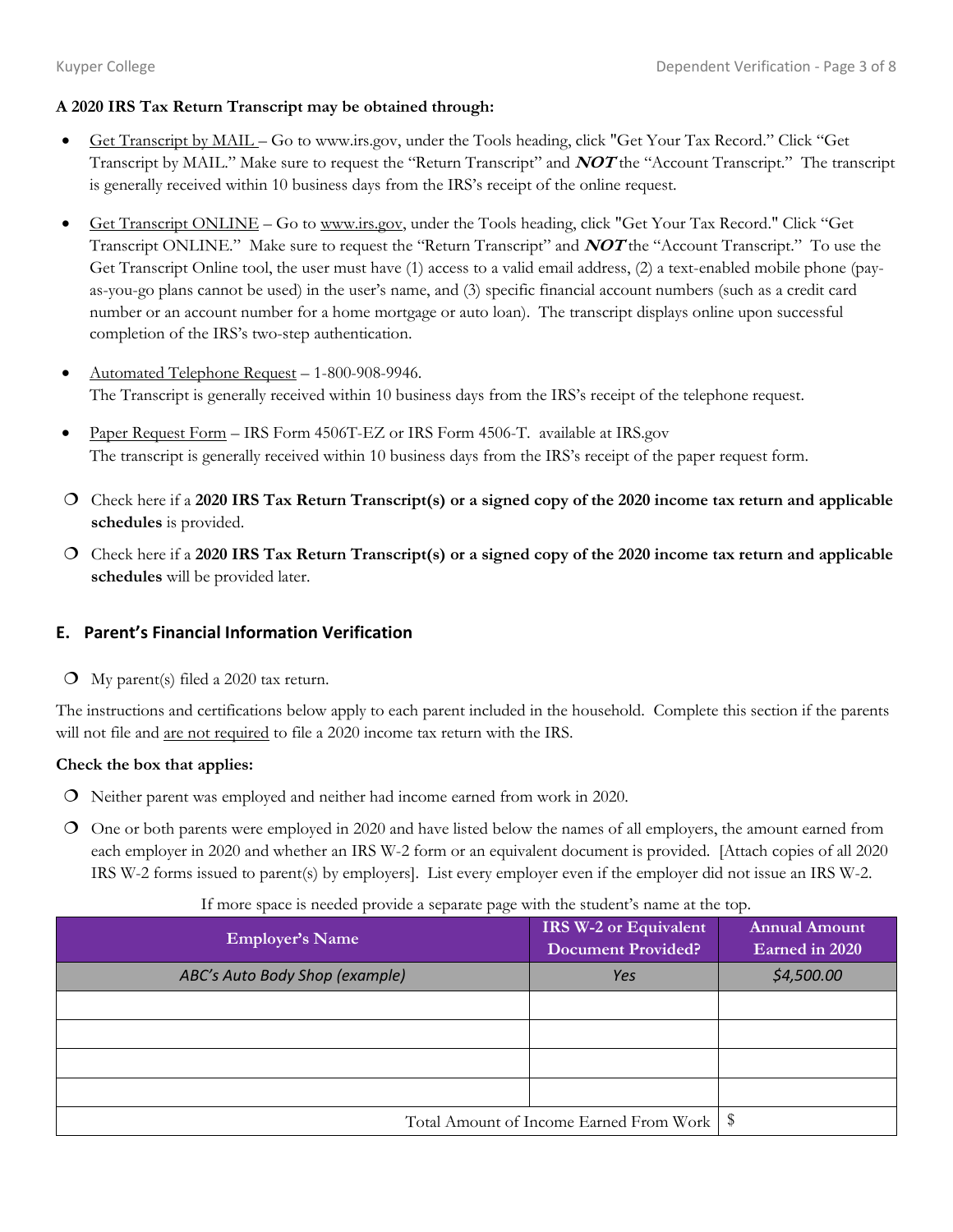**A 2020 IRS Tax Return Transcript may be obtained through:**

- Get Transcript by MAIL – Go to www.irs.gov, under the Tools heading, click "Get Your Tax Record." Click "Get Transcript by MAIL." Make sure to request the "Return Transcript" and ***NOT*** the "Account Transcript." The transcript is generally received within 10 business days from the IRS's receipt of the online request.
- Get Transcript ONLINE – Go to www.irs.gov, under the Tools heading, click "Get Your Tax Record." Click "Get Transcript ONLINE." Make sure to request the "Return Transcript" and ***NOT*** the "Account Transcript." To use the Get Transcript Online tool, the user must have (1) access to a valid email address, (2) a text-enabled mobile phone (pay-as-you-go plans cannot be used) in the user's name, and (3) specific financial account numbers (such as a credit card number or an account number for a home mortgage or auto loan). The transcript displays online upon successful completion of the IRS's two-step authentication.
- Automated Telephone Request – 1-800-908-9946.
  The Transcript is generally received within 10 business days from the IRS's receipt of the telephone request.
- Paper Request Form – IRS Form 4506T-EZ or IRS Form 4506-T. available at IRS.gov
  The transcript is generally received within 10 business days from the IRS's receipt of the paper request form.

❍ Check here if a **2020 IRS Tax Return Transcript(s) or a signed copy of the 2020 income tax return and applicable schedules** is provided.

❍ Check here if a **2020 IRS Tax Return Transcript(s) or a signed copy of the 2020 income tax return and applicable schedules** will be provided later.

## E. Parent's Financial Information Verification

❍ My parent(s) filed a 2020 tax return.

The instructions and certifications below apply to each parent included in the household. Complete this section if the parents will not file and are not required to file a 2020 income tax return with the IRS.

**Check the box that applies:**

❍ Neither parent was employed and neither had income earned from work in 2020.

❍ One or both parents were employed in 2020 and have listed below the names of all employers, the amount earned from each employer in 2020 and whether an IRS W-2 form or an equivalent document is provided. [Attach copies of all 2020 IRS W-2 forms issued to parent(s) by employers]. List every employer even if the employer did not issue an IRS W-2.

If more space is needed provide a separate page with the student's name at the top.

| Employer's Name | IRS W-2 or Equivalent Document Provided? | Annual Amount Earned in 2020 |
|---|---|---|
| *ABC's Auto Body Shop (example)* | *Yes* | *$4,500.00* |
| | | |
| | | |
| | | |
| | | |
| Total Amount of Income Earned From Work | | $ |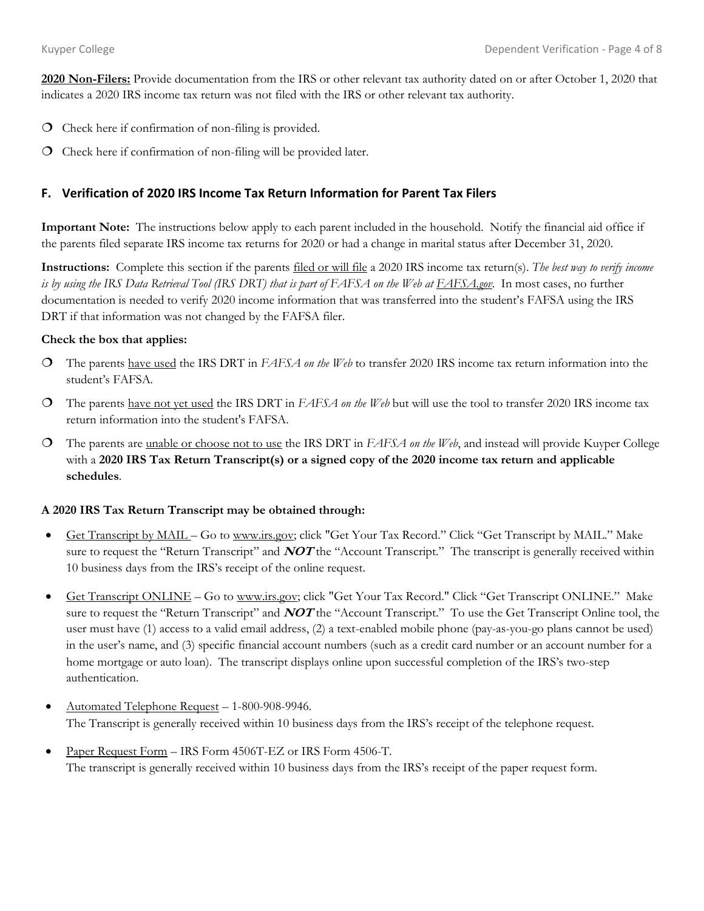**<u>2020 Non-Filers:</u>** Provide documentation from the IRS or other relevant tax authority dated on or after October 1, 2020 that indicates a 2020 IRS income tax return was not filed with the IRS or other relevant tax authority.

- ❍ Check here if confirmation of non-filing is provided.
- ❍ Check here if confirmation of non-filing will be provided later.

## F. Verification of 2020 IRS Income Tax Return Information for Parent Tax Filers

**Important Note:** The instructions below apply to each parent included in the household. Notify the financial aid office if the parents filed separate IRS income tax returns for 2020 or had a change in marital status after December 31, 2020.

**Instructions:** Complete this section if the parents <u>filed or will file</u> a 2020 IRS income tax return(s). *The best way to verify income is by using the IRS Data Retrieval Tool (IRS DRT) that is part of FAFSA on the Web at <u>FAFSA.gov</u>.* In most cases, no further documentation is needed to verify 2020 income information that was transferred into the student's FAFSA using the IRS DRT if that information was not changed by the FAFSA filer.

**Check the box that applies:**

- ❍ The parents <u>have used</u> the IRS DRT in *FAFSA on the Web* to transfer 2020 IRS income tax return information into the student's FAFSA.
- ❍ The parents <u>have not yet used</u> the IRS DRT in *FAFSA on the Web* but will use the tool to transfer 2020 IRS income tax return information into the student's FAFSA.
- ❍ The parents are <u>unable or choose not to use</u> the IRS DRT in *FAFSA on the Web*, and instead will provide Kuyper College with a **2020 IRS Tax Return Transcript(s) or a signed copy of the 2020 income tax return and applicable schedules**.

**A 2020 IRS Tax Return Transcript may be obtained through:**

- <u>Get Transcript by MAIL</u> – Go to <u>www.irs.gov</u>; click "Get Your Tax Record." Click "Get Transcript by MAIL." Make sure to request the "Return Transcript" and ***NOT*** the "Account Transcript." The transcript is generally received within 10 business days from the IRS's receipt of the online request.
- <u>Get Transcript ONLINE</u> – Go to <u>www.irs.gov</u>; click "Get Your Tax Record." Click "Get Transcript ONLINE." Make sure to request the "Return Transcript" and ***NOT*** the "Account Transcript." To use the Get Transcript Online tool, the user must have (1) access to a valid email address, (2) a text-enabled mobile phone (pay-as-you-go plans cannot be used) in the user's name, and (3) specific financial account numbers (such as a credit card number or an account number for a home mortgage or auto loan). The transcript displays online upon successful completion of the IRS's two-step authentication.
- <u>Automated Telephone Request</u> – 1-800-908-9946.
  The Transcript is generally received within 10 business days from the IRS's receipt of the telephone request.
- <u>Paper Request Form</u> – IRS Form 4506T-EZ or IRS Form 4506-T.
  The transcript is generally received within 10 business days from the IRS's receipt of the paper request form.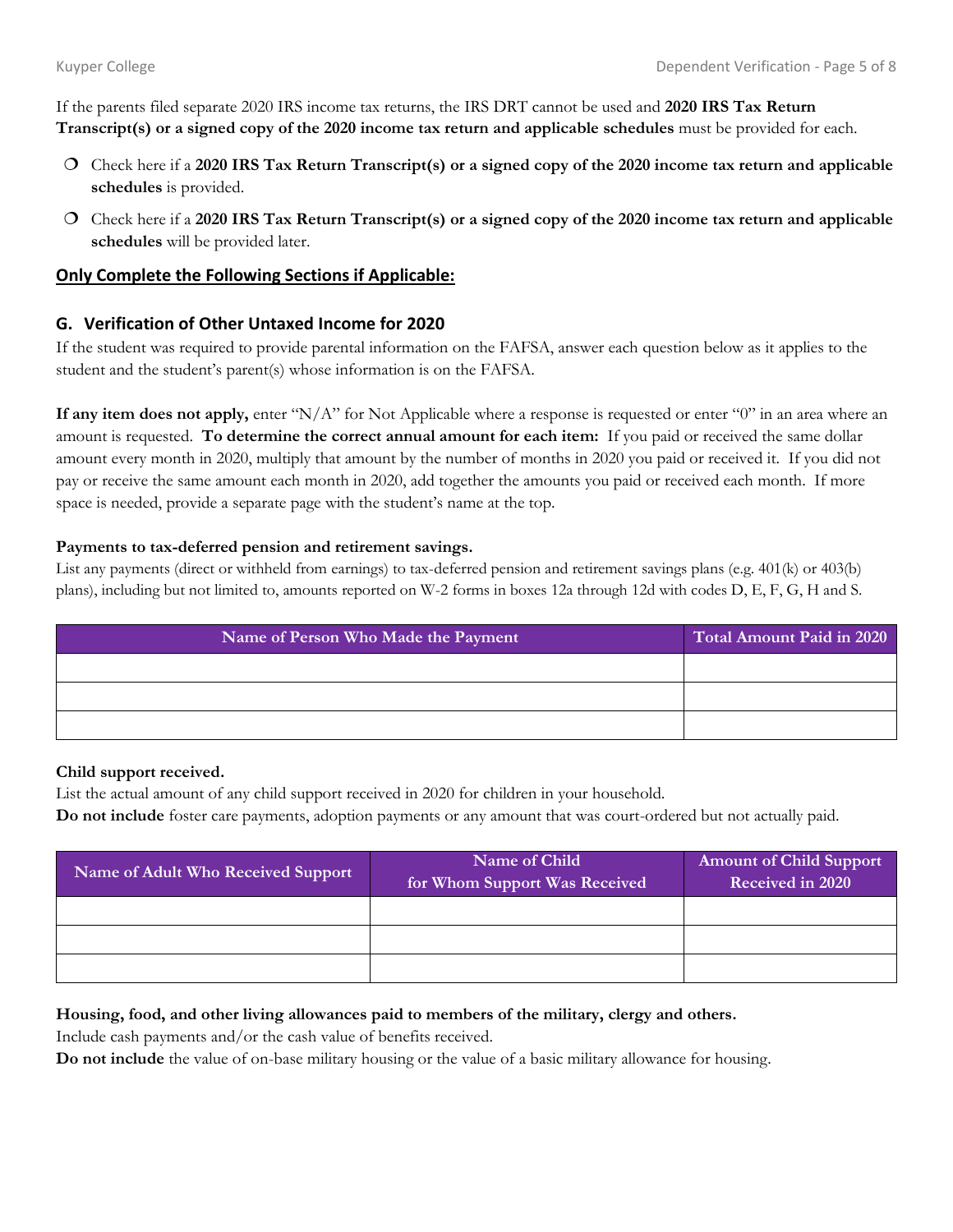If the parents filed separate 2020 IRS income tax returns, the IRS DRT cannot be used and **2020 IRS Tax Return Transcript(s) or a signed copy of the 2020 income tax return and applicable schedules** must be provided for each.

- ❍ Check here if a **2020 IRS Tax Return Transcript(s) or a signed copy of the 2020 income tax return and applicable schedules** is provided.
- ❍ Check here if a **2020 IRS Tax Return Transcript(s) or a signed copy of the 2020 income tax return and applicable schedules** will be provided later.

## Only Complete the Following Sections if Applicable:

### G. Verification of Other Untaxed Income for 2020

If the student was required to provide parental information on the FAFSA, answer each question below as it applies to the student and the student's parent(s) whose information is on the FAFSA.

**If any item does not apply,** enter "N/A" for Not Applicable where a response is requested or enter "0" in an area where an amount is requested. **To determine the correct annual amount for each item:** If you paid or received the same dollar amount every month in 2020, multiply that amount by the number of months in 2020 you paid or received it. If you did not pay or receive the same amount each month in 2020, add together the amounts you paid or received each month. If more space is needed, provide a separate page with the student's name at the top.

**Payments to tax-deferred pension and retirement savings.**

List any payments (direct or withheld from earnings) to tax-deferred pension and retirement savings plans (e.g. 401(k) or 403(b) plans), including but not limited to, amounts reported on W-2 forms in boxes 12a through 12d with codes D, E, F, G, H and S.

| Name of Person Who Made the Payment | Total Amount Paid in 2020 |
|---|---|
| | |
| | |
| | |

**Child support received.**

List the actual amount of any child support received in 2020 for children in your household.

**Do not include** foster care payments, adoption payments or any amount that was court-ordered but not actually paid.

| Name of Adult Who Received Support | Name of Child for Whom Support Was Received | Amount of Child Support Received in 2020 |
|---|---|---|
| | | |
| | | |
| | | |

**Housing, food, and other living allowances paid to members of the military, clergy and others.**

Include cash payments and/or the cash value of benefits received.

**Do not include** the value of on-base military housing or the value of a basic military allowance for housing.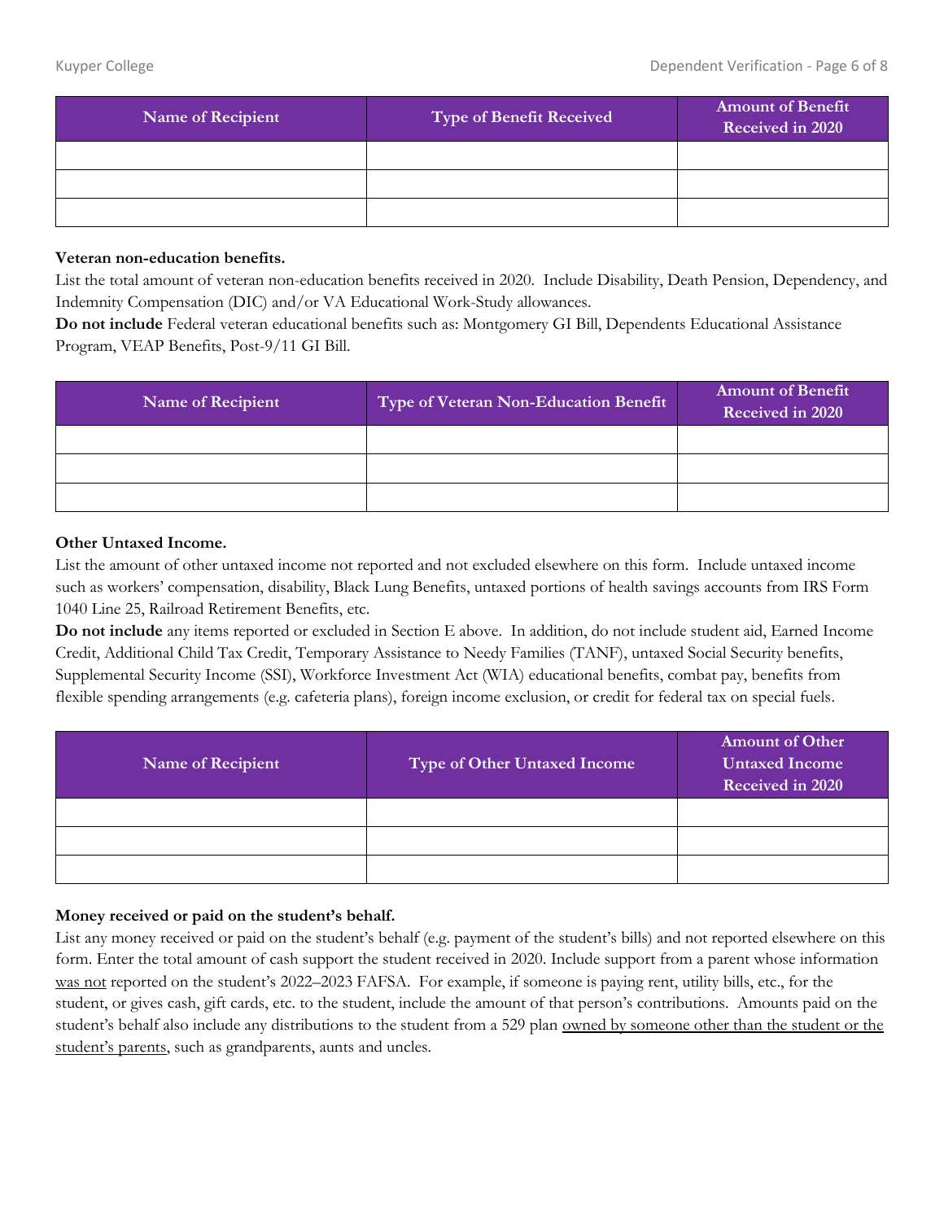| Name of Recipient | Type of Benefit Received | Amount of Benefit Received in 2020 |
| --- | --- | --- |
| | | |
| | | |
| | | |

**Veteran non-education benefits.**

List the total amount of veteran non-education benefits received in 2020. Include Disability, Death Pension, Dependency, and Indemnity Compensation (DIC) and/or VA Educational Work-Study allowances.

**Do not include** Federal veteran educational benefits such as: Montgomery GI Bill, Dependents Educational Assistance Program, VEAP Benefits, Post-9/11 GI Bill.

| Name of Recipient | Type of Veteran Non-Education Benefit | Amount of Benefit Received in 2020 |
| --- | --- | --- |
| | | |
| | | |
| | | |

**Other Untaxed Income.**

List the amount of other untaxed income not reported and not excluded elsewhere on this form. Include untaxed income such as workers' compensation, disability, Black Lung Benefits, untaxed portions of health savings accounts from IRS Form 1040 Line 25, Railroad Retirement Benefits, etc.

**Do not include** any items reported or excluded in Section E above. In addition, do not include student aid, Earned Income Credit, Additional Child Tax Credit, Temporary Assistance to Needy Families (TANF), untaxed Social Security benefits, Supplemental Security Income (SSI), Workforce Investment Act (WIA) educational benefits, combat pay, benefits from flexible spending arrangements (e.g. cafeteria plans), foreign income exclusion, or credit for federal tax on special fuels.

| Name of Recipient | Type of Other Untaxed Income | Amount of Other Untaxed Income Received in 2020 |
| --- | --- | --- |
| | | |
| | | |
| | | |

**Money received or paid on the student's behalf.**

List any money received or paid on the student's behalf (e.g. payment of the student's bills) and not reported elsewhere on this form. Enter the total amount of cash support the student received in 2020. Include support from a parent whose information was not reported on the student's 2022–2023 FAFSA. For example, if someone is paying rent, utility bills, etc., for the student, or gives cash, gift cards, etc. to the student, include the amount of that person's contributions. Amounts paid on the student's behalf also include any distributions to the student from a 529 plan owned by someone other than the student or the student's parents, such as grandparents, aunts and uncles.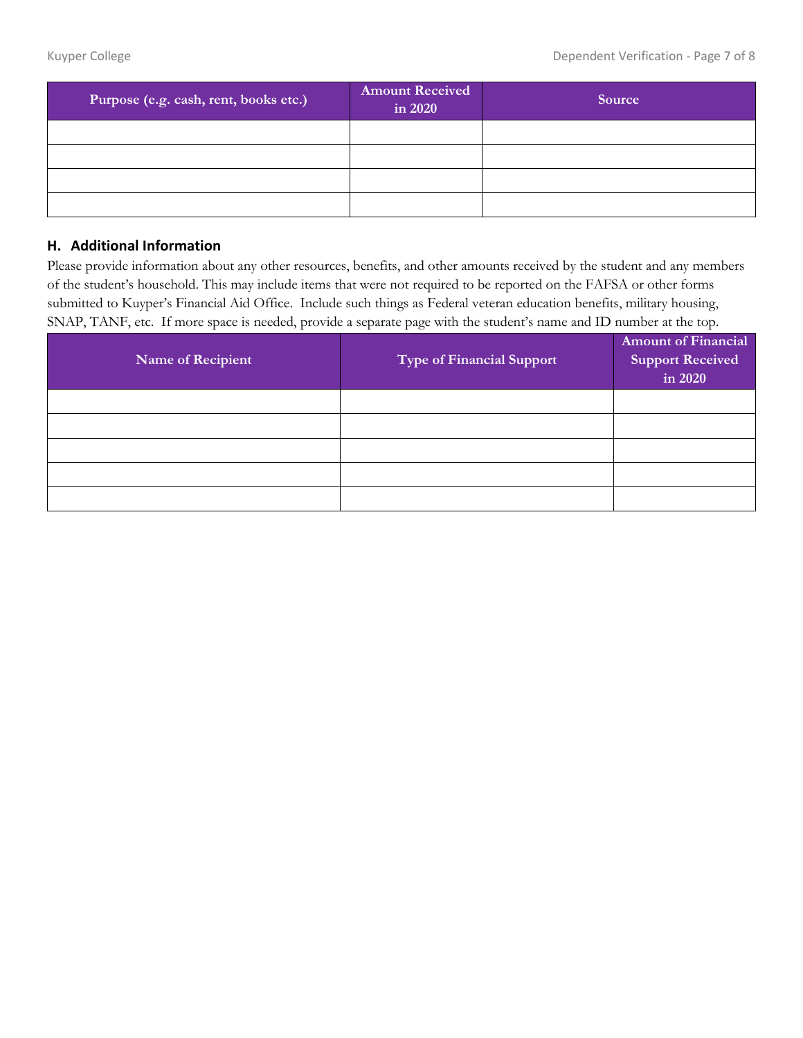| Purpose (e.g. cash, rent, books etc.) | Amount Received in 2020 | Source |
|---|---|---|
| | | |
| | | |
| | | |
| | | |

## H. Additional Information

Please provide information about any other resources, benefits, and other amounts received by the student and any members of the student's household. This may include items that were not required to be reported on the FAFSA or other forms submitted to Kuyper's Financial Aid Office. Include such things as Federal veteran education benefits, military housing, SNAP, TANF, etc. If more space is needed, provide a separate page with the student's name and ID number at the top.

| Name of Recipient | Type of Financial Support | Amount of Financial Support Received in 2020 |
|---|---|---|
| | | |
| | | |
| | | |
| | | |
| | | |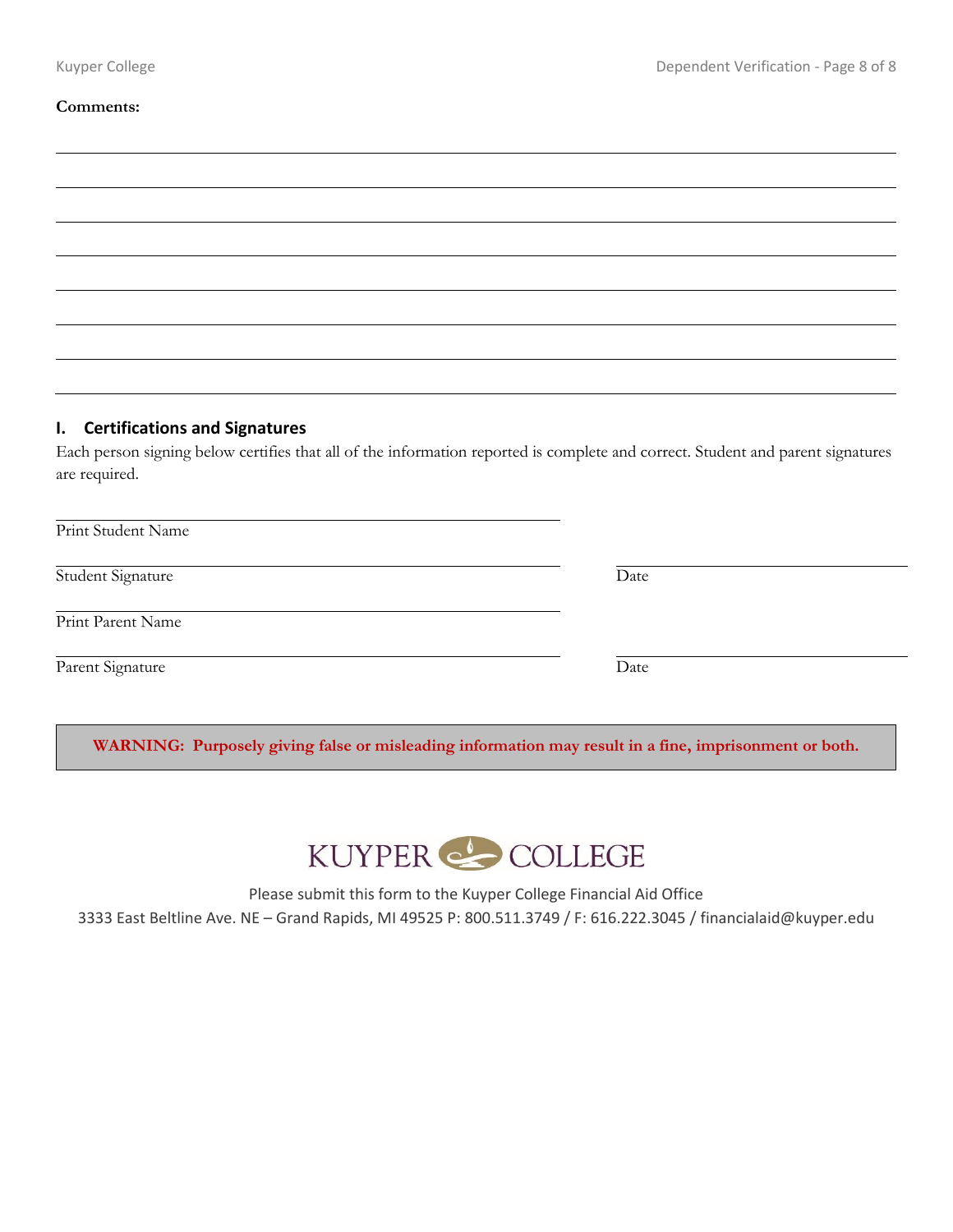**Comments:**

______________________________________________________________________________

______________________________________________________________________________

______________________________________________________________________________

______________________________________________________________________________

______________________________________________________________________________

______________________________________________________________________________

______________________________________________________________________________

______________________________________________________________________________

## I. Certifications and Signatures

Each person signing below certifies that all of the information reported is complete and correct. Student and parent signatures are required.

______________________________________________
Print Student Name

______________________________________________ ______________________
Student Signature Date

______________________________________________
Print Parent Name

______________________________________________ ______________________
Parent Signature Date

**WARNING: Purposely giving false or misleading information may result in a fine, imprisonment or both.**

KUYPER COLLEGE

Please submit this form to the Kuyper College Financial Aid Office

3333 East Beltline Ave. NE – Grand Rapids, MI 49525 P: 800.511.3749 / F: 616.222.3045 / financialaid@kuyper.edu